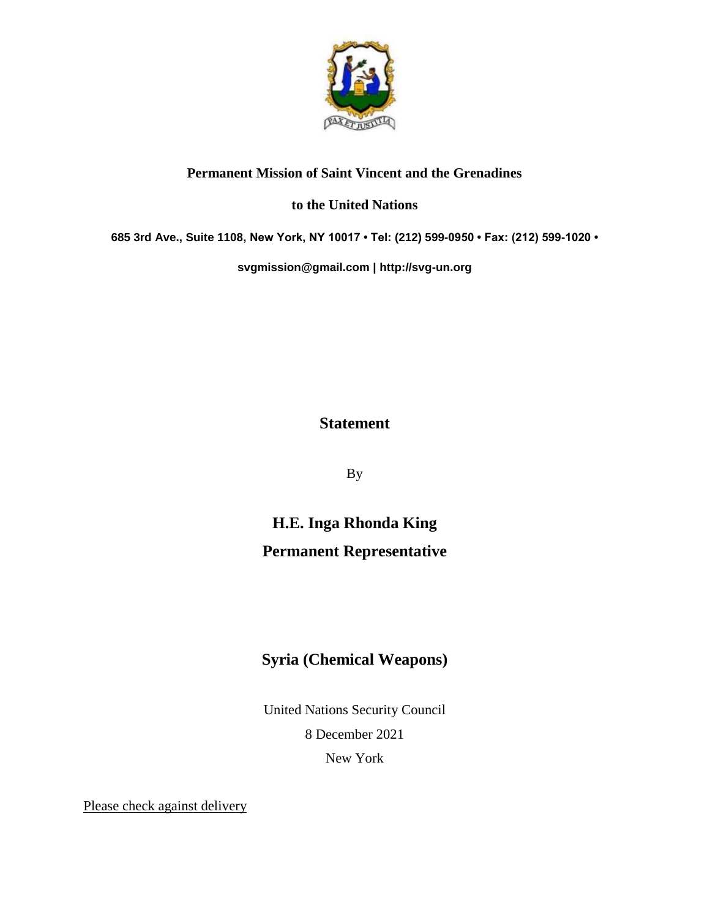**Permanent Mission of Saint Vincent and the Grenadines**

**to the United Nations**

**685 3rd Ave., Suite 1108, New York, NY 10017 • Tel: (212) 599-0950 • Fax: (212) 599-1020 •**

**svgmission@gmail.com | http://svg-un.org**

# Statement

By

## H.E. Inga Rhonda King

## Permanent Representative

## Syria (Chemical Weapons)

United Nations Security Council

8 December 2021

New York

Please check against delivery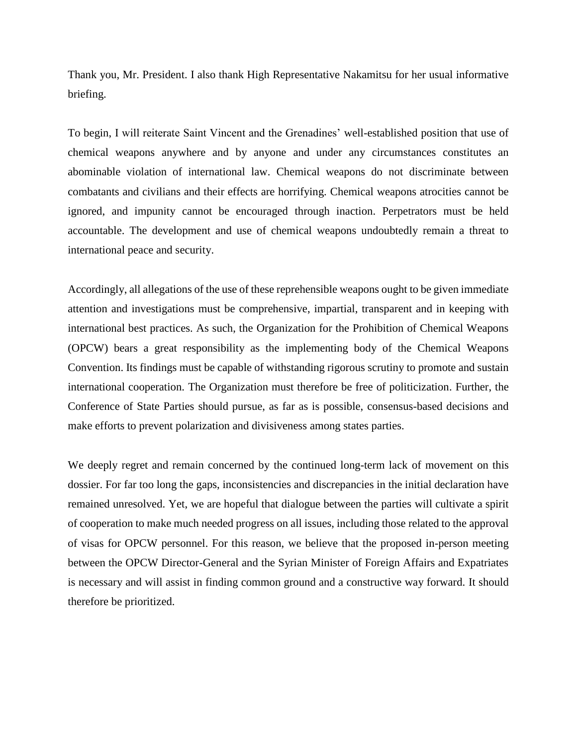Thank you, Mr. President. I also thank High Representative Nakamitsu for her usual informative briefing.

To begin, I will reiterate Saint Vincent and the Grenadines' well-established position that use of chemical weapons anywhere and by anyone and under any circumstances constitutes an abominable violation of international law. Chemical weapons do not discriminate between combatants and civilians and their effects are horrifying. Chemical weapons atrocities cannot be ignored, and impunity cannot be encouraged through inaction. Perpetrators must be held accountable. The development and use of chemical weapons undoubtedly remain a threat to international peace and security.

Accordingly, all allegations of the use of these reprehensible weapons ought to be given immediate attention and investigations must be comprehensive, impartial, transparent and in keeping with international best practices. As such, the Organization for the Prohibition of Chemical Weapons (OPCW) bears a great responsibility as the implementing body of the Chemical Weapons Convention. Its findings must be capable of withstanding rigorous scrutiny to promote and sustain international cooperation. The Organization must therefore be free of politicization. Further, the Conference of State Parties should pursue, as far as is possible, consensus-based decisions and make efforts to prevent polarization and divisiveness among states parties.

We deeply regret and remain concerned by the continued long-term lack of movement on this dossier. For far too long the gaps, inconsistencies and discrepancies in the initial declaration have remained unresolved. Yet, we are hopeful that dialogue between the parties will cultivate a spirit of cooperation to make much needed progress on all issues, including those related to the approval of visas for OPCW personnel. For this reason, we believe that the proposed in-person meeting between the OPCW Director-General and the Syrian Minister of Foreign Affairs and Expatriates is necessary and will assist in finding common ground and a constructive way forward. It should therefore be prioritized.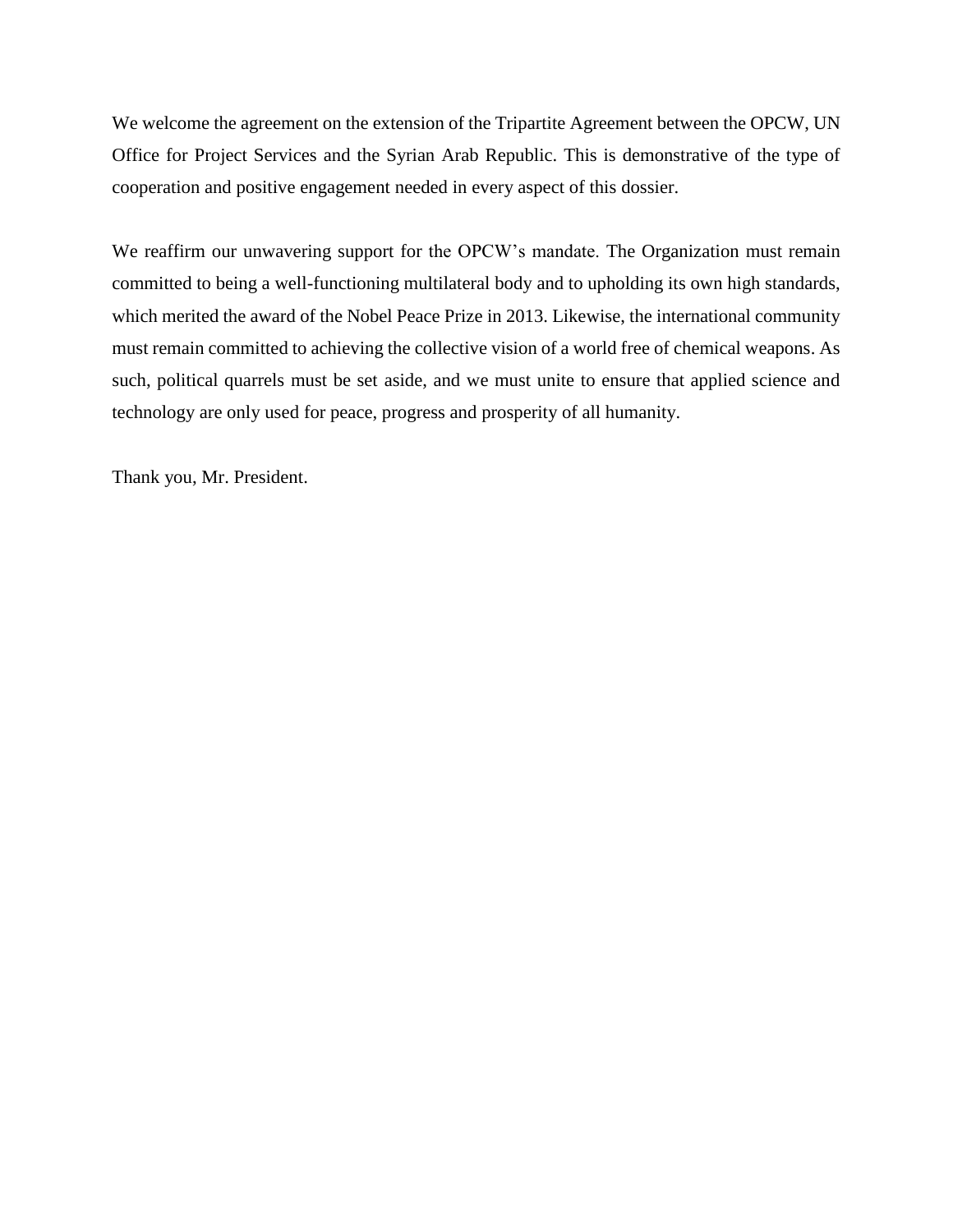We welcome the agreement on the extension of the Tripartite Agreement between the OPCW, UN Office for Project Services and the Syrian Arab Republic. This is demonstrative of the type of cooperation and positive engagement needed in every aspect of this dossier.

We reaffirm our unwavering support for the OPCW's mandate. The Organization must remain committed to being a well-functioning multilateral body and to upholding its own high standards, which merited the award of the Nobel Peace Prize in 2013. Likewise, the international community must remain committed to achieving the collective vision of a world free of chemical weapons. As such, political quarrels must be set aside, and we must unite to ensure that applied science and technology are only used for peace, progress and prosperity of all humanity.

Thank you, Mr. President.